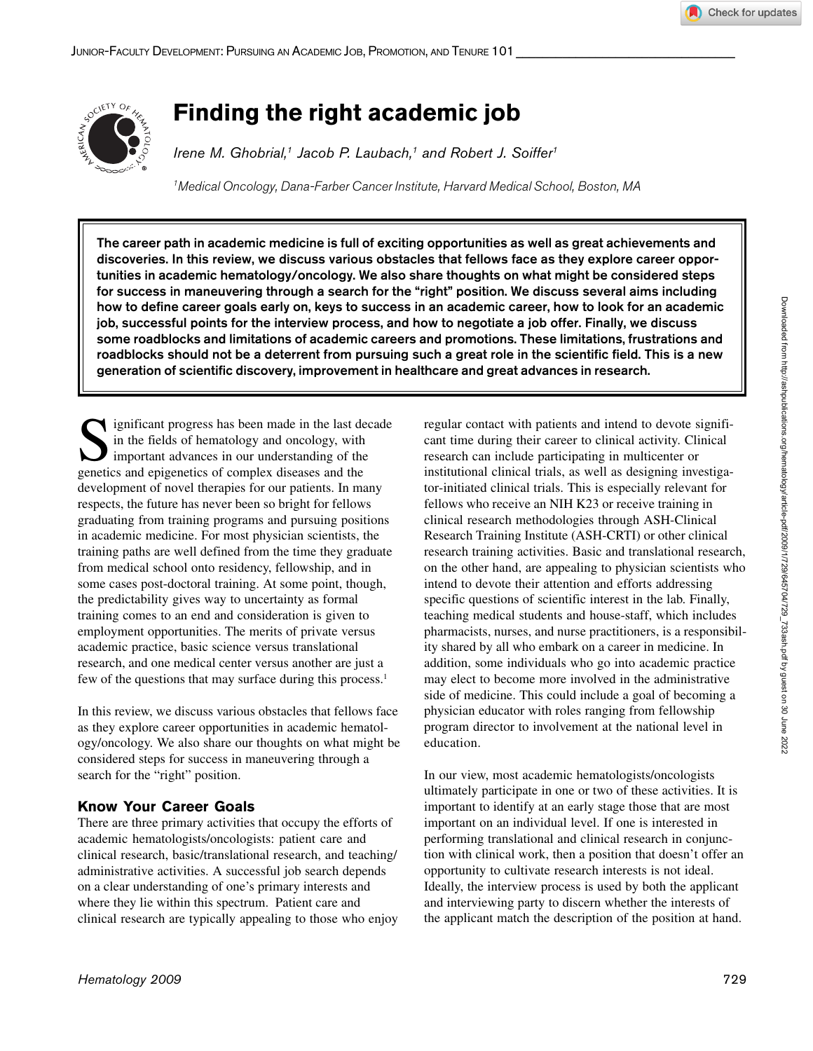# Finding the right academic job

*Irene M. Ghobrial,[1] Jacob P. Laubach,[1] and Robert J. Soiffer[1]*

*[1]Medical Oncology, Dana-Farber Cancer Institute, Harvard Medical School, Boston, MA*

**The career path in academic medicine is full of exciting opportunities as well as great achievements and discoveries. In this review, we discuss various obstacles that fellows face as they explore career opportunities in academic hematology/oncology. We also share thoughts on what might be considered steps for success in maneuvering through a search for the "right" position. We discuss several aims including how to define career goals early on, keys to success in an academic career, how to look for an academic job, successful points for the interview process, and how to negotiate a job offer. Finally, we discuss some roadblocks and limitations of academic careers and promotions. These limitations, frustrations and roadblocks should not be a deterrent from pursuing such a great role in the scientific field. This is a new generation of scientific discovery, improvement in healthcare and great advances in research.**

Significant progress has been made in the last decade in the fields of hematology and oncology, with important advances in our understanding of the genetics and epigenetics of complex diseases and the development of novel therapies for our patients. In many respects, the future has never been so bright for fellows graduating from training programs and pursuing positions in academic medicine. For most physician scientists, the training paths are well defined from the time they graduate from medical school onto residency, fellowship, and in some cases post-doctoral training. At some point, though, the predictability gives way to uncertainty as formal training comes to an end and consideration is given to employment opportunities. The merits of private versus academic practice, basic science versus translational research, and one medical center versus another are just a few of the questions that may surface during this process.[1]

In this review, we discuss various obstacles that fellows face as they explore career opportunities in academic hematology/oncology. We also share our thoughts on what might be considered steps for success in maneuvering through a search for the "right" position.

## Know Your Career Goals

There are three primary activities that occupy the efforts of academic hematologists/oncologists: patient care and clinical research, basic/translational research, and teaching/administrative activities. A successful job search depends on a clear understanding of one's primary interests and where they lie within this spectrum. Patient care and clinical research are typically appealing to those who enjoy regular contact with patients and intend to devote significant time during their career to clinical activity. Clinical research can include participating in multicenter or institutional clinical trials, as well as designing investigator-initiated clinical trials. This is especially relevant for fellows who receive an NIH K23 or receive training in clinical research methodologies through ASH-Clinical Research Training Institute (ASH-CRTI) or other clinical research training activities. Basic and translational research, on the other hand, are appealing to physician scientists who intend to devote their attention and efforts addressing specific questions of scientific interest in the lab. Finally, teaching medical students and house-staff, which includes pharmacists, nurses, and nurse practitioners, is a responsibility shared by all who embark on a career in medicine. In addition, some individuals who go into academic practice may elect to become more involved in the administrative side of medicine. This could include a goal of becoming a physician educator with roles ranging from fellowship program director to involvement at the national level in education.

In our view, most academic hematologists/oncologists ultimately participate in one or two of these activities. It is important to identify at an early stage those that are most important on an individual level. If one is interested in performing translational and clinical research in conjunction with clinical work, then a position that doesn't offer an opportunity to cultivate research interests is not ideal. Ideally, the interview process is used by both the applicant and interviewing party to discern whether the interests of the applicant match the description of the position at hand.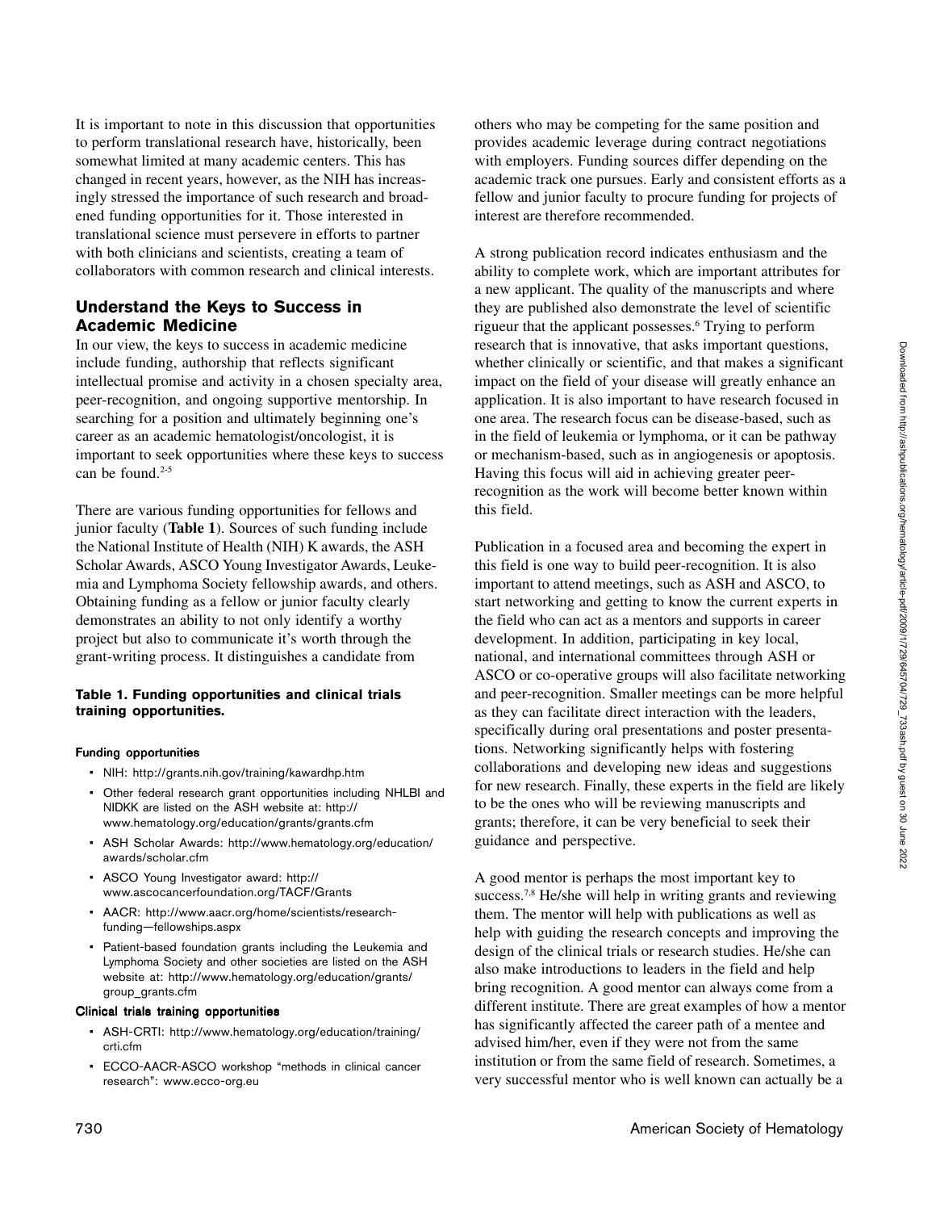It is important to note in this discussion that opportunities to perform translational research have, historically, been somewhat limited at many academic centers. This has changed in recent years, however, as the NIH has increasingly stressed the importance of such research and broadened funding opportunities for it. Those interested in translational science must persevere in efforts to partner with both clinicians and scientists, creating a team of collaborators with common research and clinical interests.

## Understand the Keys to Success in Academic Medicine

In our view, the keys to success in academic medicine include funding, authorship that reflects significant intellectual promise and activity in a chosen specialty area, peer-recognition, and ongoing supportive mentorship. In searching for a position and ultimately beginning one's career as an academic hematologist/oncologist, it is important to seek opportunities where these keys to success can be found.[2-5]

There are various funding opportunities for fellows and junior faculty (**Table 1**). Sources of such funding include the National Institute of Health (NIH) K awards, the ASH Scholar Awards, ASCO Young Investigator Awards, Leukemia and Lymphoma Society fellowship awards, and others. Obtaining funding as a fellow or junior faculty clearly demonstrates an ability to not only identify a worthy project but also to communicate it's worth through the grant-writing process. It distinguishes a candidate from others who may be competing for the same position and provides academic leverage during contract negotiations with employers. Funding sources differ depending on the academic track one pursues. Early and consistent efforts as a fellow and junior faculty to procure funding for projects of interest are therefore recommended.

**Table 1. Funding opportunities and clinical trials training opportunities.**

**Funding opportunities**

- NIH: http://grants.nih.gov/training/kawardhp.htm
- Other federal research grant opportunities including NHLBI and NIDKK are listed on the ASH website at: http://www.hematology.org/education/grants/grants.cfm
- ASH Scholar Awards: http://www.hematology.org/education/awards/scholar.cfm
- ASCO Young Investigator award: http://www.ascocancerfoundation.org/TACF/Grants
- AACR: http://www.aacr.org/home/scientists/research-funding—fellowships.aspx
- Patient-based foundation grants including the Leukemia and Lymphoma Society and other societies are listed on the ASH website at: http://www.hematology.org/education/grants/group_grants.cfm

**Clinical trials training opportunities**

- ASH-CRTI: http://www.hematology.org/education/training/crti.cfm
- ECCO-AACR-ASCO workshop "methods in clinical cancer research": www.ecco-org.eu

A strong publication record indicates enthusiasm and the ability to complete work, which are important attributes for a new applicant. The quality of the manuscripts and where they are published also demonstrate the level of scientific rigueur that the applicant possesses.[6] Trying to perform research that is innovative, that asks important questions, whether clinically or scientific, and that makes a significant impact on the field of your disease will greatly enhance an application. It is also important to have research focused in one area. The research focus can be disease-based, such as in the field of leukemia or lymphoma, or it can be pathway or mechanism-based, such as in angiogenesis or apoptosis. Having this focus will aid in achieving greater peer-recognition as the work will become better known within this field.

Publication in a focused area and becoming the expert in this field is one way to build peer-recognition. It is also important to attend meetings, such as ASH and ASCO, to start networking and getting to know the current experts in the field who can act as a mentors and supports in career development. In addition, participating in key local, national, and international committees through ASH or ASCO or co-operative groups will also facilitate networking and peer-recognition. Smaller meetings can be more helpful as they can facilitate direct interaction with the leaders, specifically during oral presentations and poster presentations. Networking significantly helps with fostering collaborations and developing new ideas and suggestions for new research. Finally, these experts in the field are likely to be the ones who will be reviewing manuscripts and grants; therefore, it can be very beneficial to seek their guidance and perspective.

A good mentor is perhaps the most important key to success.[7,8] He/she will help in writing grants and reviewing them. The mentor will help with publications as well as help with guiding the research concepts and improving the design of the clinical trials or research studies. He/she can also make introductions to leaders in the field and help bring recognition. A good mentor can always come from a different institute. There are great examples of how a mentor has significantly affected the career path of a mentee and advised him/her, even if they were not from the same institution or from the same field of research. Sometimes, a very successful mentor who is well known can actually be a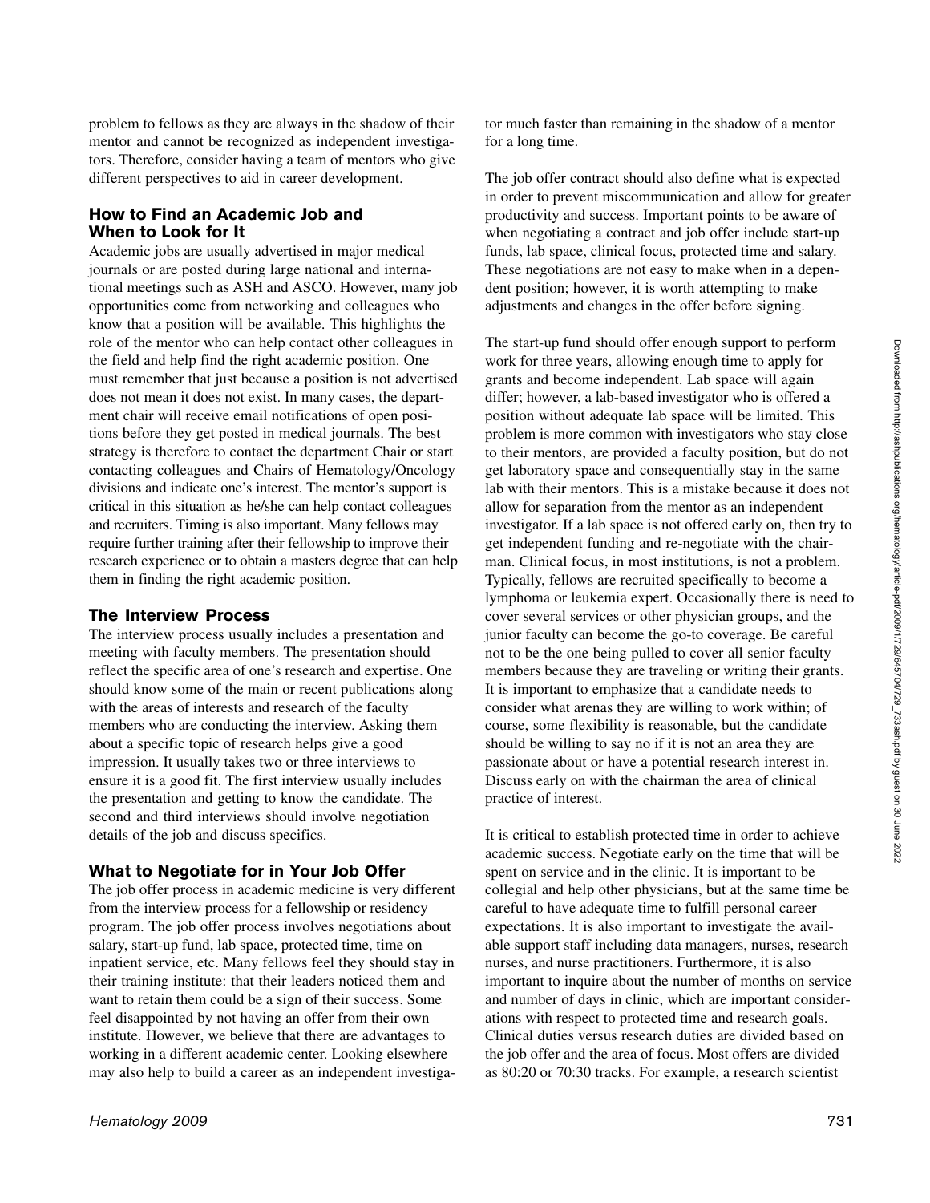problem to fellows as they are always in the shadow of their mentor and cannot be recognized as independent investigators. Therefore, consider having a team of mentors who give different perspectives to aid in career development.

### How to Find an Academic Job and When to Look for It

Academic jobs are usually advertised in major medical journals or are posted during large national and international meetings such as ASH and ASCO. However, many job opportunities come from networking and colleagues who know that a position will be available. This highlights the role of the mentor who can help contact other colleagues in the field and help find the right academic position. One must remember that just because a position is not advertised does not mean it does not exist. In many cases, the department chair will receive email notifications of open positions before they get posted in medical journals. The best strategy is therefore to contact the department Chair or start contacting colleagues and Chairs of Hematology/Oncology divisions and indicate one's interest. The mentor's support is critical in this situation as he/she can help contact colleagues and recruiters. Timing is also important. Many fellows may require further training after their fellowship to improve their research experience or to obtain a masters degree that can help them in finding the right academic position.

### The Interview Process

The interview process usually includes a presentation and meeting with faculty members. The presentation should reflect the specific area of one's research and expertise. One should know some of the main or recent publications along with the areas of interests and research of the faculty members who are conducting the interview. Asking them about a specific topic of research helps give a good impression. It usually takes two or three interviews to ensure it is a good fit. The first interview usually includes the presentation and getting to know the candidate. The second and third interviews should involve negotiation details of the job and discuss specifics.

### What to Negotiate for in Your Job Offer

The job offer process in academic medicine is very different from the interview process for a fellowship or residency program. The job offer process involves negotiations about salary, start-up fund, lab space, protected time, time on inpatient service, etc. Many fellows feel they should stay in their training institute: that their leaders noticed them and want to retain them could be a sign of their success. Some feel disappointed by not having an offer from their own institute. However, we believe that there are advantages to working in a different academic center. Looking elsewhere may also help to build a career as an independent investigator much faster than remaining in the shadow of a mentor for a long time.

The job offer contract should also define what is expected in order to prevent miscommunication and allow for greater productivity and success. Important points to be aware of when negotiating a contract and job offer include start-up funds, lab space, clinical focus, protected time and salary. These negotiations are not easy to make when in a dependent position; however, it is worth attempting to make adjustments and changes in the offer before signing.

The start-up fund should offer enough support to perform work for three years, allowing enough time to apply for grants and become independent. Lab space will again differ; however, a lab-based investigator who is offered a position without adequate lab space will be limited. This problem is more common with investigators who stay close to their mentors, are provided a faculty position, but do not get laboratory space and consequentially stay in the same lab with their mentors. This is a mistake because it does not allow for separation from the mentor as an independent investigator. If a lab space is not offered early on, then try to get independent funding and re-negotiate with the chairman. Clinical focus, in most institutions, is not a problem. Typically, fellows are recruited specifically to become a lymphoma or leukemia expert. Occasionally there is need to cover several services or other physician groups, and the junior faculty can become the go-to coverage. Be careful not to be the one being pulled to cover all senior faculty members because they are traveling or writing their grants. It is important to emphasize that a candidate needs to consider what arenas they are willing to work within; of course, some flexibility is reasonable, but the candidate should be willing to say no if it is not an area they are passionate about or have a potential research interest in. Discuss early on with the chairman the area of clinical practice of interest.

It is critical to establish protected time in order to achieve academic success. Negotiate early on the time that will be spent on service and in the clinic. It is important to be collegial and help other physicians, but at the same time be careful to have adequate time to fulfill personal career expectations. It is also important to investigate the available support staff including data managers, nurses, research nurses, and nurse practitioners. Furthermore, it is also important to inquire about the number of months on service and number of days in clinic, which are important considerations with respect to protected time and research goals. Clinical duties versus research duties are divided based on the job offer and the area of focus. Most offers are divided as 80:20 or 70:30 tracks. For example, a research scientist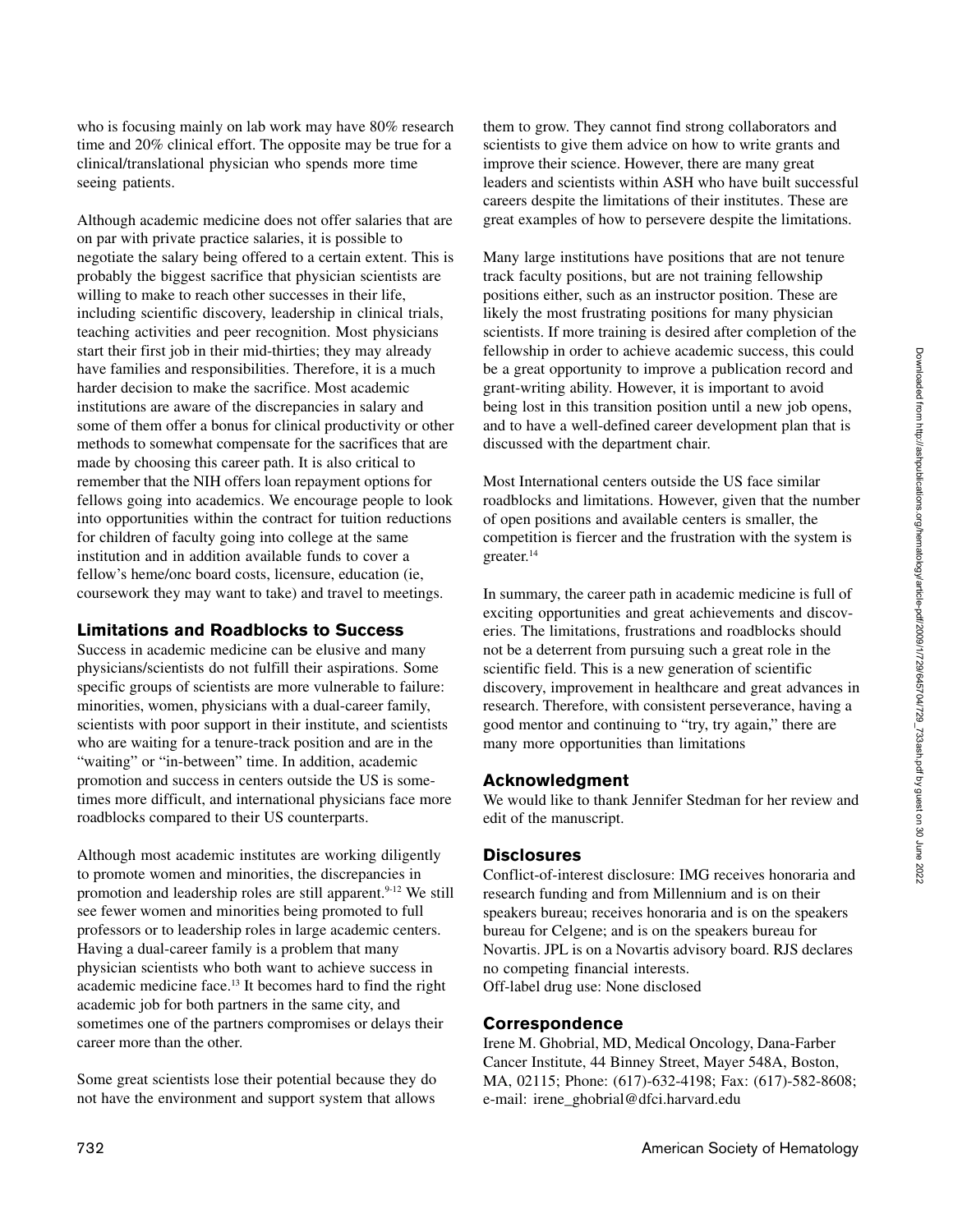who is focusing mainly on lab work may have 80% research time and 20% clinical effort. The opposite may be true for a clinical/translational physician who spends more time seeing patients.

Although academic medicine does not offer salaries that are on par with private practice salaries, it is possible to negotiate the salary being offered to a certain extent. This is probably the biggest sacrifice that physician scientists are willing to make to reach other successes in their life, including scientific discovery, leadership in clinical trials, teaching activities and peer recognition. Most physicians start their first job in their mid-thirties; they may already have families and responsibilities. Therefore, it is a much harder decision to make the sacrifice. Most academic institutions are aware of the discrepancies in salary and some of them offer a bonus for clinical productivity or other methods to somewhat compensate for the sacrifices that are made by choosing this career path. It is also critical to remember that the NIH offers loan repayment options for fellows going into academics. We encourage people to look into opportunities within the contract for tuition reductions for children of faculty going into college at the same institution and in addition available funds to cover a fellow's heme/onc board costs, licensure, education (ie, coursework they may want to take) and travel to meetings.

## Limitations and Roadblocks to Success

Success in academic medicine can be elusive and many physicians/scientists do not fulfill their aspirations. Some specific groups of scientists are more vulnerable to failure: minorities, women, physicians with a dual-career family, scientists with poor support in their institute, and scientists who are waiting for a tenure-track position and are in the "waiting" or "in-between" time. In addition, academic promotion and success in centers outside the US is sometimes more difficult, and international physicians face more roadblocks compared to their US counterparts.

Although most academic institutes are working diligently to promote women and minorities, the discrepancies in promotion and leadership roles are still apparent.[9-12] We still see fewer women and minorities being promoted to full professors or to leadership roles in large academic centers. Having a dual-career family is a problem that many physician scientists who both want to achieve success in academic medicine face.[13] It becomes hard to find the right academic job for both partners in the same city, and sometimes one of the partners compromises or delays their career more than the other.

Some great scientists lose their potential because they do not have the environment and support system that allows them to grow. They cannot find strong collaborators and scientists to give them advice on how to write grants and improve their science. However, there are many great leaders and scientists within ASH who have built successful careers despite the limitations of their institutes. These are great examples of how to persevere despite the limitations.

Many large institutions have positions that are not tenure track faculty positions, but are not training fellowship positions either, such as an instructor position. These are likely the most frustrating positions for many physician scientists. If more training is desired after completion of the fellowship in order to achieve academic success, this could be a great opportunity to improve a publication record and grant-writing ability. However, it is important to avoid being lost in this transition position until a new job opens, and to have a well-defined career development plan that is discussed with the department chair.

Most International centers outside the US face similar roadblocks and limitations. However, given that the number of open positions and available centers is smaller, the competition is fiercer and the frustration with the system is greater.[14]

In summary, the career path in academic medicine is full of exciting opportunities and great achievements and discoveries. The limitations, frustrations and roadblocks should not be a deterrent from pursuing such a great role in the scientific field. This is a new generation of scientific discovery, improvement in healthcare and great advances in research. Therefore, with consistent perseverance, having a good mentor and continuing to "try, try again," there are many more opportunities than limitations

## Acknowledgment

We would like to thank Jennifer Stedman for her review and edit of the manuscript.

## Disclosures

Conflict-of-interest disclosure: IMG receives honoraria and research funding and from Millennium and is on their speakers bureau; receives honoraria and is on the speakers bureau for Celgene; and is on the speakers bureau for Novartis. JPL is on a Novartis advisory board. RJS declares no competing financial interests.
Off-label drug use: None disclosed

## Correspondence

Irene M. Ghobrial, MD, Medical Oncology, Dana-Farber Cancer Institute, 44 Binney Street, Mayer 548A, Boston, MA, 02115; Phone: (617)-632-4198; Fax: (617)-582-8608; e-mail: irene_ghobrial@dfci.harvard.edu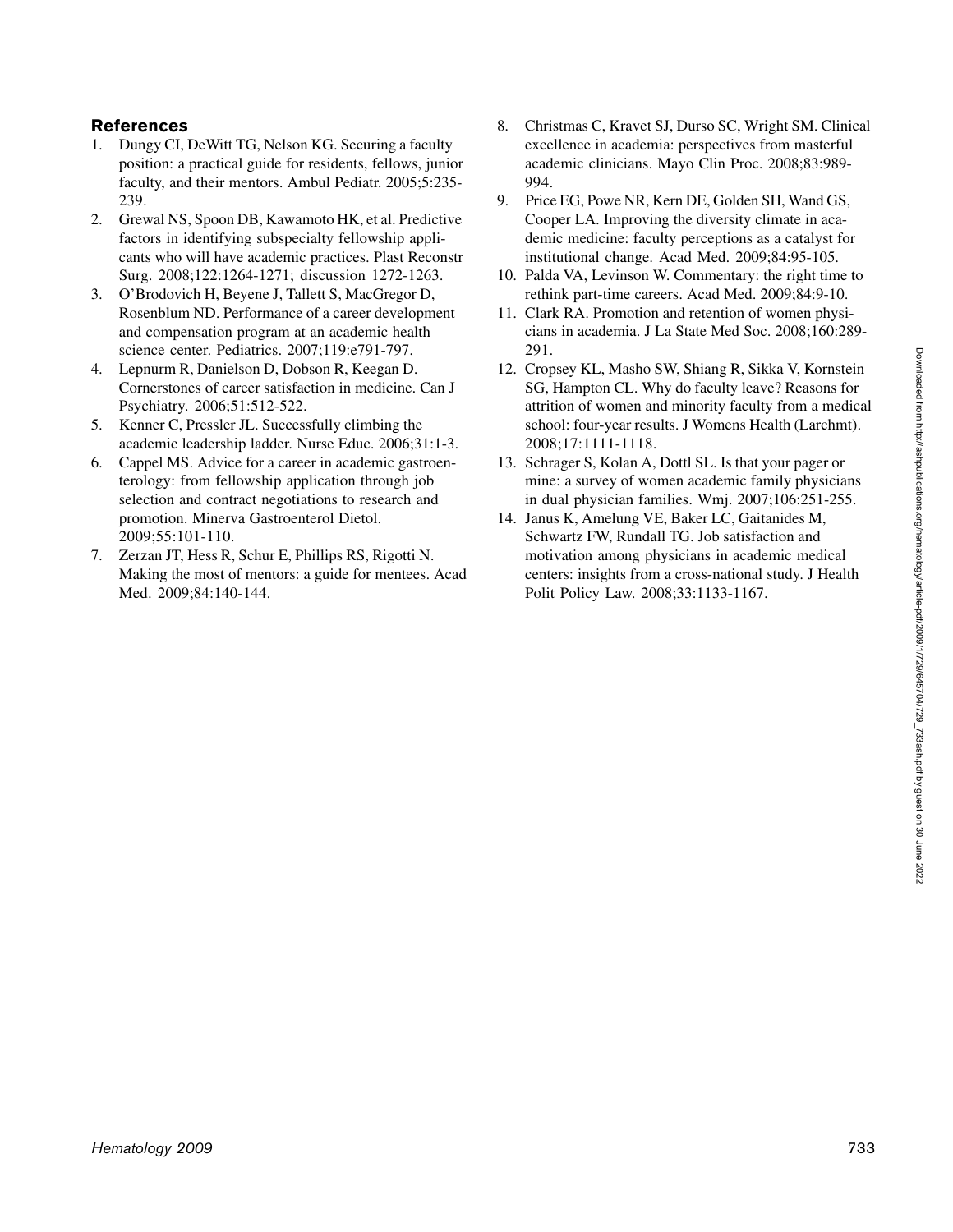## References

1. Dungy CI, DeWitt TG, Nelson KG. Securing a faculty position: a practical guide for residents, fellows, junior faculty, and their mentors. Ambul Pediatr. 2005;5:235-239.
2. Grewal NS, Spoon DB, Kawamoto HK, et al. Predictive factors in identifying subspecialty fellowship applicants who will have academic practices. Plast Reconstr Surg. 2008;122:1264-1271; discussion 1272-1263.
3. O'Brodovich H, Beyene J, Tallett S, MacGregor D, Rosenblum ND. Performance of a career development and compensation program at an academic health science center. Pediatrics. 2007;119:e791-797.
4. Lepnurm R, Danielson D, Dobson R, Keegan D. Cornerstones of career satisfaction in medicine. Can J Psychiatry. 2006;51:512-522.
5. Kenner C, Pressler JL. Successfully climbing the academic leadership ladder. Nurse Educ. 2006;31:1-3.
6. Cappel MS. Advice for a career in academic gastroenterology: from fellowship application through job selection and contract negotiations to research and promotion. Minerva Gastroenterol Dietol. 2009;55:101-110.
7. Zerzan JT, Hess R, Schur E, Phillips RS, Rigotti N. Making the most of mentors: a guide for mentees. Acad Med. 2009;84:140-144.
8. Christmas C, Kravet SJ, Durso SC, Wright SM. Clinical excellence in academia: perspectives from masterful academic clinicians. Mayo Clin Proc. 2008;83:989-994.
9. Price EG, Powe NR, Kern DE, Golden SH, Wand GS, Cooper LA. Improving the diversity climate in academic medicine: faculty perceptions as a catalyst for institutional change. Acad Med. 2009;84:95-105.
10. Palda VA, Levinson W. Commentary: the right time to rethink part-time careers. Acad Med. 2009;84:9-10.
11. Clark RA. Promotion and retention of women physicians in academia. J La State Med Soc. 2008;160:289-291.
12. Cropsey KL, Masho SW, Shiang R, Sikka V, Kornstein SG, Hampton CL. Why do faculty leave? Reasons for attrition of women and minority faculty from a medical school: four-year results. J Womens Health (Larchmt). 2008;17:1111-1118.
13. Schrager S, Kolan A, Dottl SL. Is that your pager or mine: a survey of women academic family physicians in dual physician families. Wmj. 2007;106:251-255.
14. Janus K, Amelung VE, Baker LC, Gaitanides M, Schwartz FW, Rundall TG. Job satisfaction and motivation among physicians in academic medical centers: insights from a cross-national study. J Health Polit Policy Law. 2008;33:1133-1167.